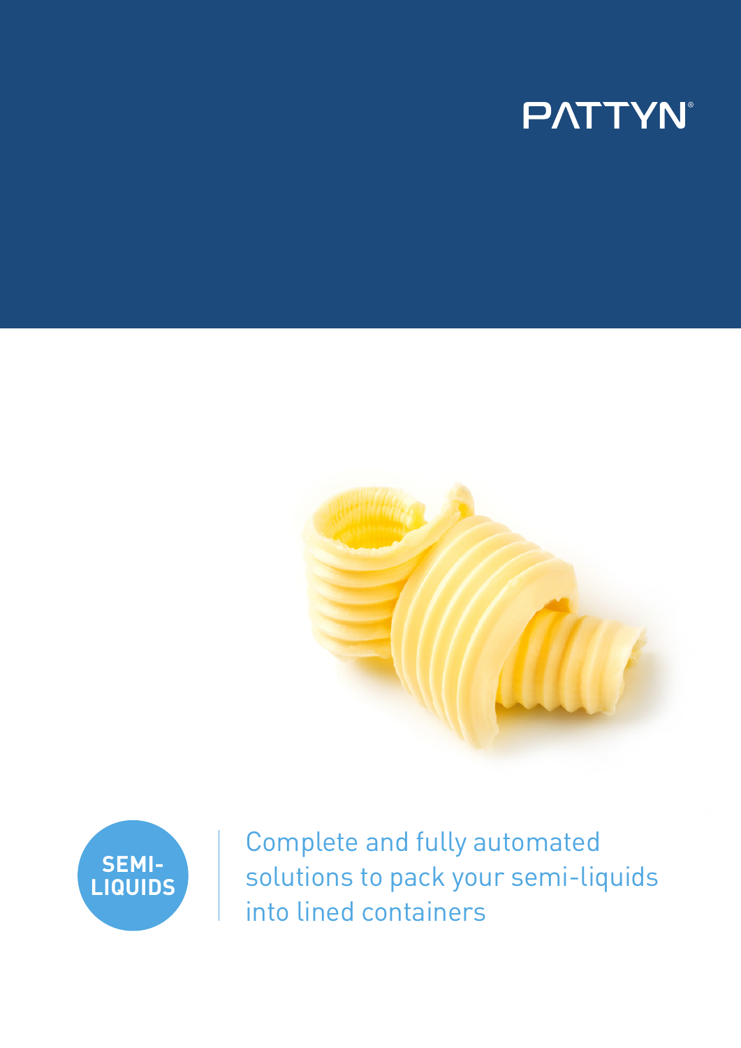PATTYN®

**SEMI-LIQUIDS**

Complete and fully automated solutions to pack your semi-liquids into lined containers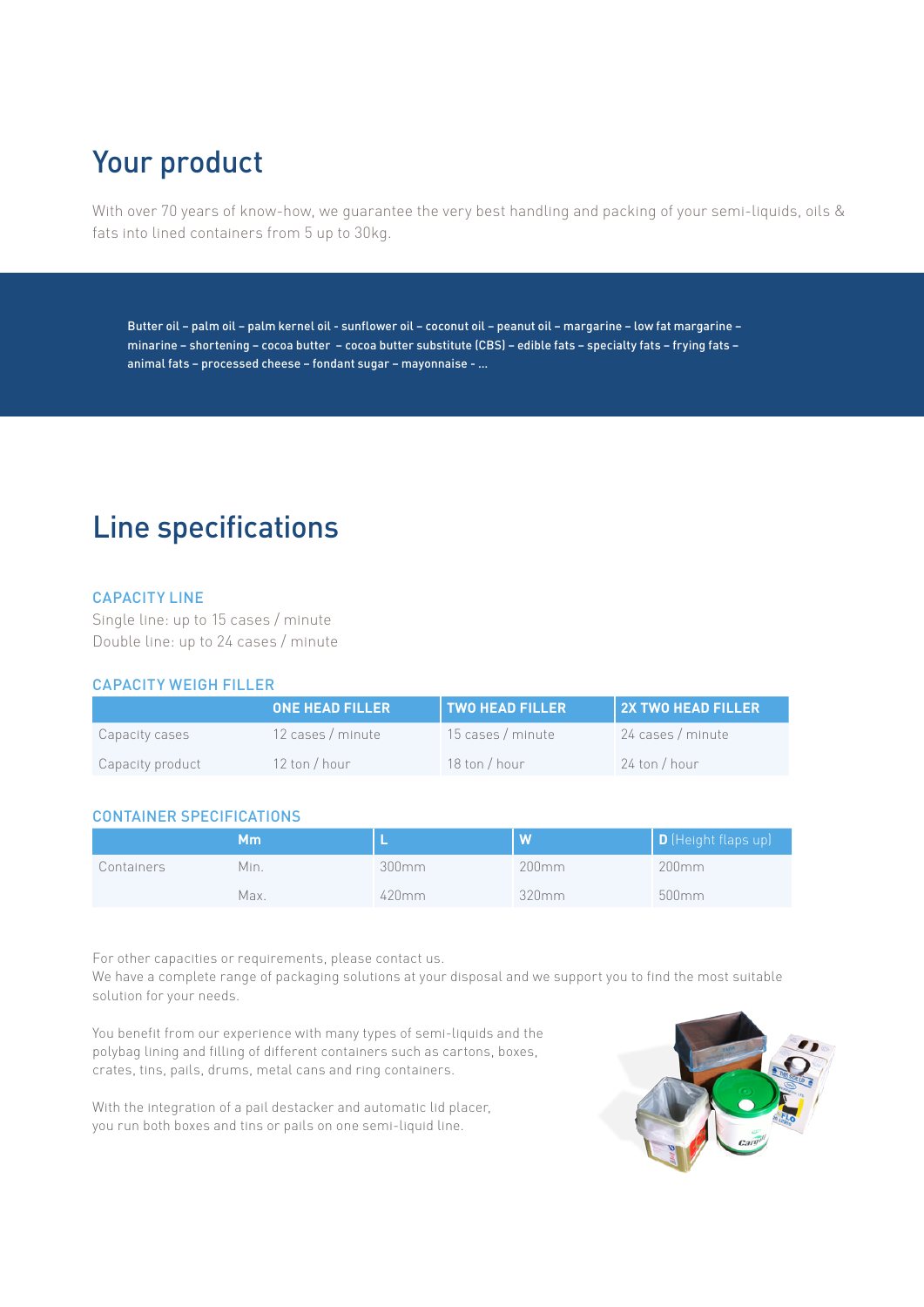# Your product

With over 70 years of know-how, we guarantee the very best handling and packing of your semi-liquids, oils & fats into lined containers from 5 up to 30kg.

**Butter oil – palm oil – palm kernel oil - sunflower oil – coconut oil – peanut oil – margarine – low fat margarine – minarine – shortening – cocoa butter – cocoa butter substitute (CBS) – edible fats – specialty fats – frying fats – animal fats – processed cheese – fondant sugar – mayonnaise - ...**

# Line specifications

### CAPACITY LINE

Single line: up to 15 cases / minute
Double line: up to 24 cases / minute

### CAPACITY WEIGH FILLER

| | ONE HEAD FILLER | TWO HEAD FILLER | 2X TWO HEAD FILLER |
|---|---|---|---|
| Capacity cases | 12 cases / minute | 15 cases / minute | 24 cases / minute |
| Capacity product | 12 ton / hour | 18 ton / hour | 24 ton / hour |

### CONTAINER SPECIFICATIONS

| | Mm | L | W | D (Height flaps up) |
|---|---|---|---|---|
| Containers | Min. | 300mm | 200mm | 200mm |
| | Max. | 420mm | 320mm | 500mm |

For other capacities or requirements, please contact us.
We have a complete range of packaging solutions at your disposal and we support you to find the most suitable solution for your needs.

You benefit from our experience with many types of semi-liquids and the polybag lining and filling of different containers such as cartons, boxes, crates, tins, pails, drums, metal cans and ring containers.

With the integration of a pail destacker and automatic lid placer, you run both boxes and tins or pails on one semi-liquid line.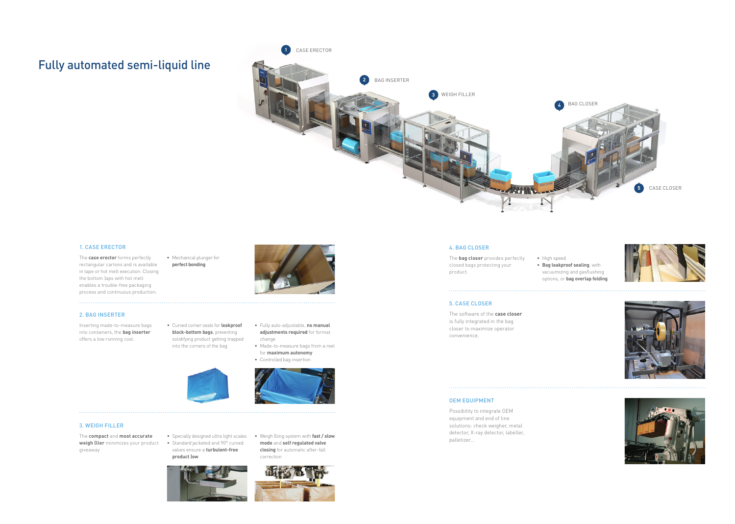# Fully automated semi-liquid line

1. CASE ERECTOR
2. BAG INSERTER
3. WEIGH FILLER
4. BAG CLOSER
5. CASE CLOSER

## 1. CASE ERECTOR

The **case erector** forms perfectly rectangular cartons and is available in tape or hot melt execution. Closing the bottom flaps with hot melt enables a trouble-free packaging process and continuous production.

- Mechanical plunger for **perfect bonding**

## 2. BAG INSERTER

Inserting made-to-measure bags into containers, the **bag inserter** offers a low running cost.

- Curved corner seals for **leakproof block-bottom bags**, preventing solidifying product getting trapped into the corners of the bag
- Fully auto-adjustable, **no manual adjustments required** for format change
- Made-to-measure bags from a reel for **maximum autonomy**
- Controlled bag insertion

## 3. WEIGH FILLER

The **compact** and **most accurate weigh filler** minimizes your product giveaway

- Specially designed ultra light scales
- Standard jacketed and 90° curved valves ensure a **turbulent-free product flow**
- Weigh filling system with **fast / slow mode** and **self regulated valve closing** for automatic after-fall correction

## 4. BAG CLOSER

The **bag closer** provides perfectly closed bags protecting your product.

- High speed
- **Bag leakproof sealing**, with vacuumizing and gasflushing options, or **bag overlap folding**

## 5. CASE CLOSER

The software of the **case closer** is fully integrated in the bag closer to maximize operator convenience.

## OEM EQUIPMENT

Possibility to integrate OEM equipment and end of line solutions: check weigher, metal detector, X-ray detector, labeller, palletizer...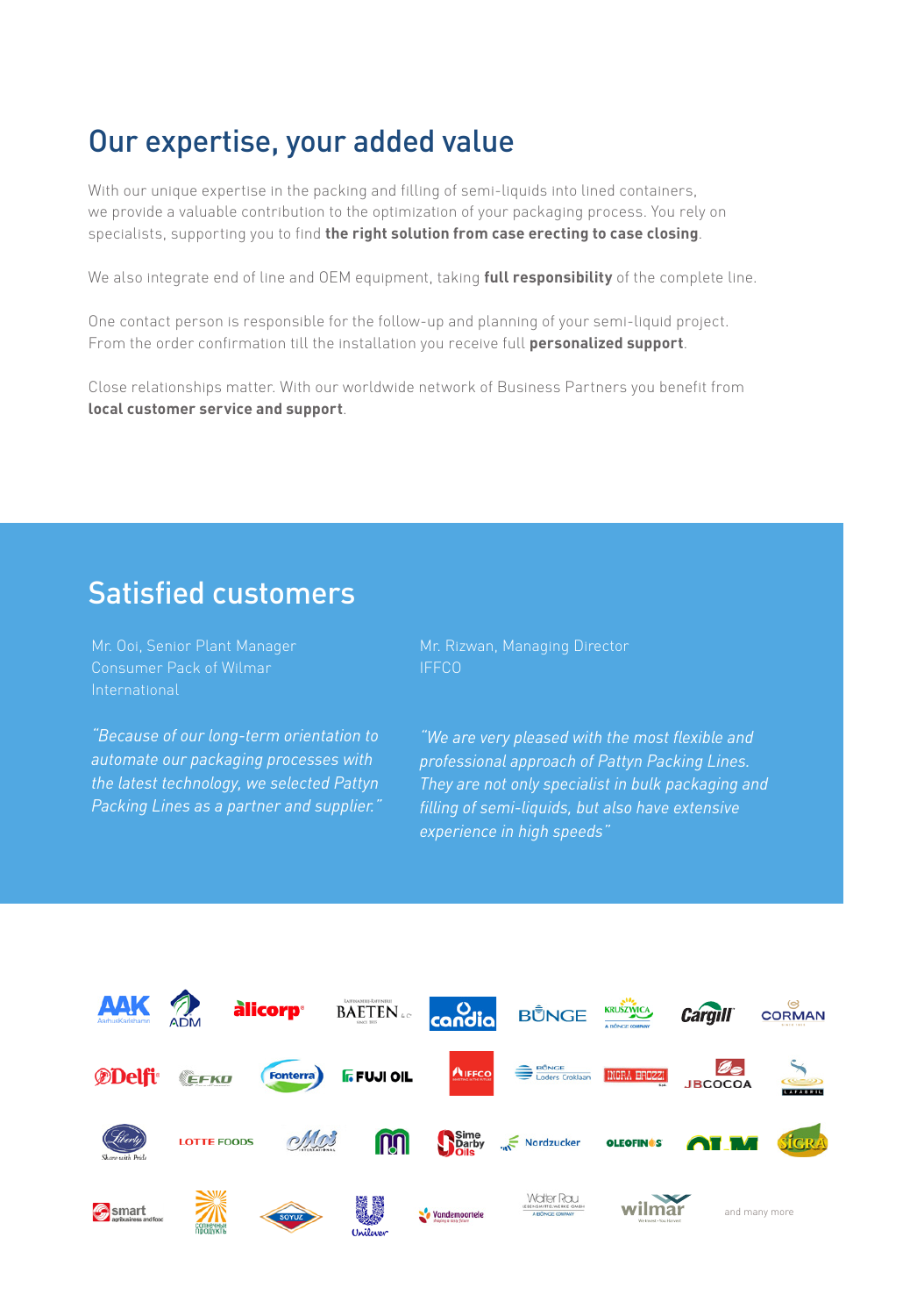# Our expertise, your added value

With our unique expertise in the packing and filling of semi-liquids into lined containers, we provide a valuable contribution to the optimization of your packaging process. You rely on specialists, supporting you to find **the right solution from case erecting to case closing**.

We also integrate end of line and OEM equipment, taking **full responsibility** of the complete line.

One contact person is responsible for the follow-up and planning of your semi-liquid project. From the order confirmation till the installation you receive full **personalized support**.

Close relationships matter. With our worldwide network of Business Partners you benefit from **local customer service and support**.

## Satisfied customers

Mr. Ooi, Senior Plant Manager
Consumer Pack of Wilmar International

*"Because of our long-term orientation to automate our packaging processes with the latest technology, we selected Pattyn Packing Lines as a partner and supplier."*

Mr. Rizwan, Managing Director
IFFCO

*"We are very pleased with the most flexible and professional approach of Pattyn Packing Lines. They are not only specialist in bulk packaging and filling of semi-liquids, but also have extensive experience in high speeds"*

AAK, ADM, alicorp, BAETEN, candia, BUNGE, KRUSZWICA, Cargill, CORMAN, Delfi, EFKO, Fonterra, FUJI OIL, IFFCO, Bunge Loders Croklaan, INGRA BROZZI, JBCOCOA, LAFARRIL, Liberty, LOTTE FOODS, Moi, Sime Darby Oils, Nordzucker, OLEOFINOS, OLM, SIGRA, smart, Сонячний продукт, SOYUZ, Unilever, Vandemoortele, Walter Rau, wilmar, and many more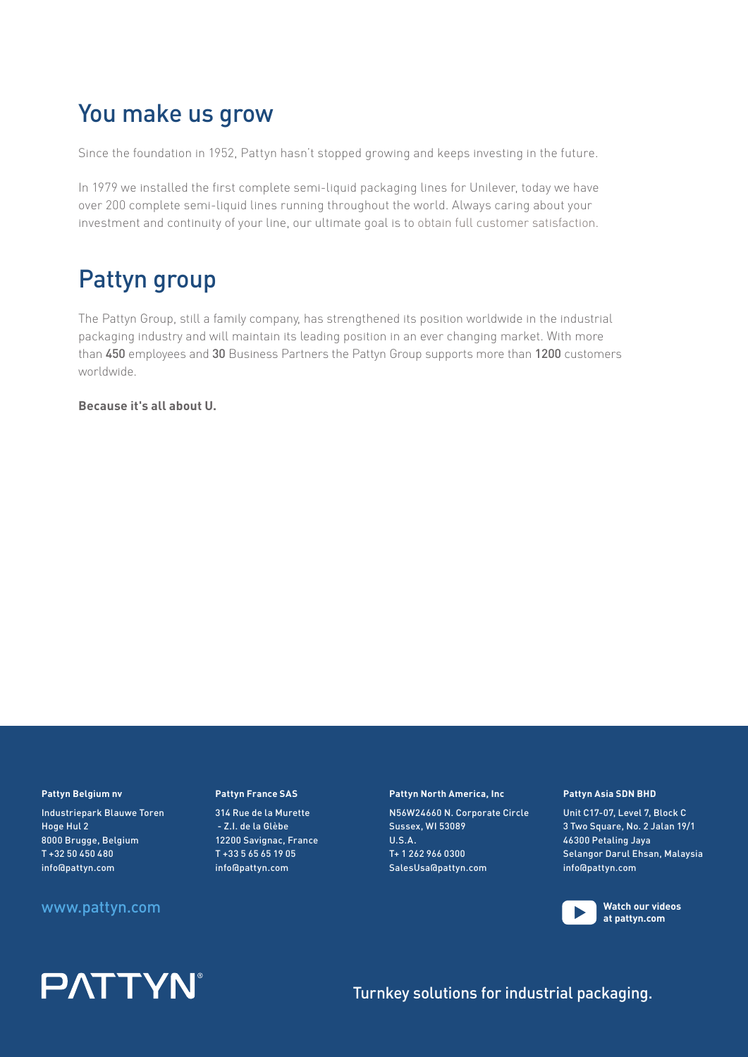## You make us grow

Since the foundation in 1952, Pattyn hasn't stopped growing and keeps investing in the future.

In 1979 we installed the first complete semi-liquid packaging lines for Unilever, today we have over 200 complete semi-liquid lines running throughout the world. Always caring about your investment and continuity of your line, our ultimate goal is to obtain full customer satisfaction.

## Pattyn group

The Pattyn Group, still a family company, has strengthened its position worldwide in the industrial packaging industry and will maintain its leading position in an ever changing market. With more than 450 employees and 30 Business Partners the Pattyn Group supports more than 1200 customers worldwide.

**Because it's all about U.**

**Pattyn Belgium nv**

Industriepark Blauwe Toren
Hoge Hul 2
8000 Brugge, Belgium
T +32 50 450 480
info@pattyn.com

**Pattyn France SAS**

314 Rue de la Murette
- Z.I. de la Glèbe
12200 Savignac, France
T +33 5 65 65 19 05
info@pattyn.com

**Pattyn North America, Inc**

N56W24660 N. Corporate Circle
Sussex, WI 53089
U.S.A.
T+ 1 262 966 0300
SalesUsa@pattyn.com

**Pattyn Asia SDN BHD**

Unit C17-07, Level 7, Block C
3 Two Square, No. 2 Jalan 19/1
46300 Petaling Jaya
Selangor Darul Ehsan, Malaysia
info@pattyn.com

www.pattyn.com

**Watch our videos at pattyn.com**

PATTYN®

Turnkey solutions for industrial packaging.